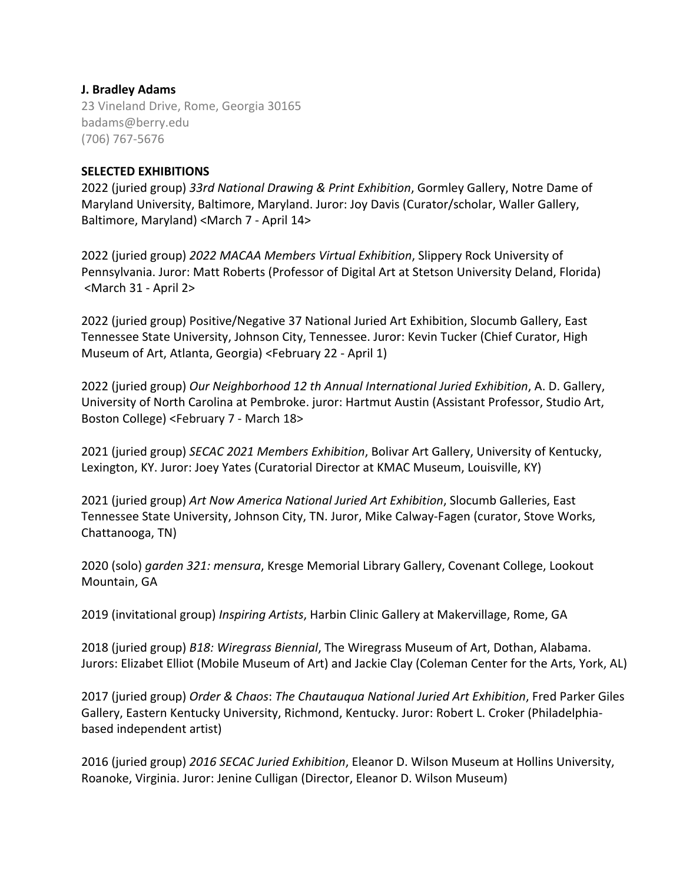**J. Bradley Adams**
23 Vineland Drive, Rome, Georgia 30165
badams@berry.edu
(706) 767-5676

**SELECTED EXHIBITIONS**

2022 (juried group) *33rd National Drawing & Print Exhibition*, Gormley Gallery, Notre Dame of Maryland University, Baltimore, Maryland. Juror: Joy Davis (Curator/scholar, Waller Gallery, Baltimore, Maryland) <March 7 - April 14>

2022 (juried group) *2022 MACAA Members Virtual Exhibition*, Slippery Rock University of Pennsylvania. Juror: Matt Roberts (Professor of Digital Art at Stetson University Deland, Florida) <March 31 - April 2>

2022 (juried group) Positive/Negative 37 National Juried Art Exhibition, Slocumb Gallery, East Tennessee State University, Johnson City, Tennessee. Juror: Kevin Tucker (Chief Curator, High Museum of Art, Atlanta, Georgia) <February 22 - April 1)

2022 (juried group) *Our Neighborhood 12 th Annual International Juried Exhibition*, A. D. Gallery, University of North Carolina at Pembroke. juror: Hartmut Austin (Assistant Professor, Studio Art, Boston College) <February 7 - March 18>

2021 (juried group) *SECAC 2021 Members Exhibition*, Bolivar Art Gallery, University of Kentucky, Lexington, KY. Juror: Joey Yates (Curatorial Director at KMAC Museum, Louisville, KY)

2021 (juried group) *Art Now America National Juried Art Exhibition*, Slocumb Galleries, East Tennessee State University, Johnson City, TN. Juror, Mike Calway-Fagen (curator, Stove Works, Chattanooga, TN)

2020 (solo) *garden 321: mensura*, Kresge Memorial Library Gallery, Covenant College, Lookout Mountain, GA

2019 (invitational group) *Inspiring Artists*, Harbin Clinic Gallery at Makervillage, Rome, GA

2018 (juried group) *B18: Wiregrass Biennial*, The Wiregrass Museum of Art, Dothan, Alabama. Jurors: Elizabet Elliot (Mobile Museum of Art) and Jackie Clay (Coleman Center for the Arts, York, AL)

2017 (juried group) *Order & Chaos*: *The Chautauqua National Juried Art Exhibition*, Fred Parker Giles Gallery, Eastern Kentucky University, Richmond, Kentucky. Juror: Robert L. Croker (Philadelphia-based independent artist)

2016 (juried group) *2016 SECAC Juried Exhibition*, Eleanor D. Wilson Museum at Hollins University, Roanoke, Virginia. Juror: Jenine Culligan (Director, Eleanor D. Wilson Museum)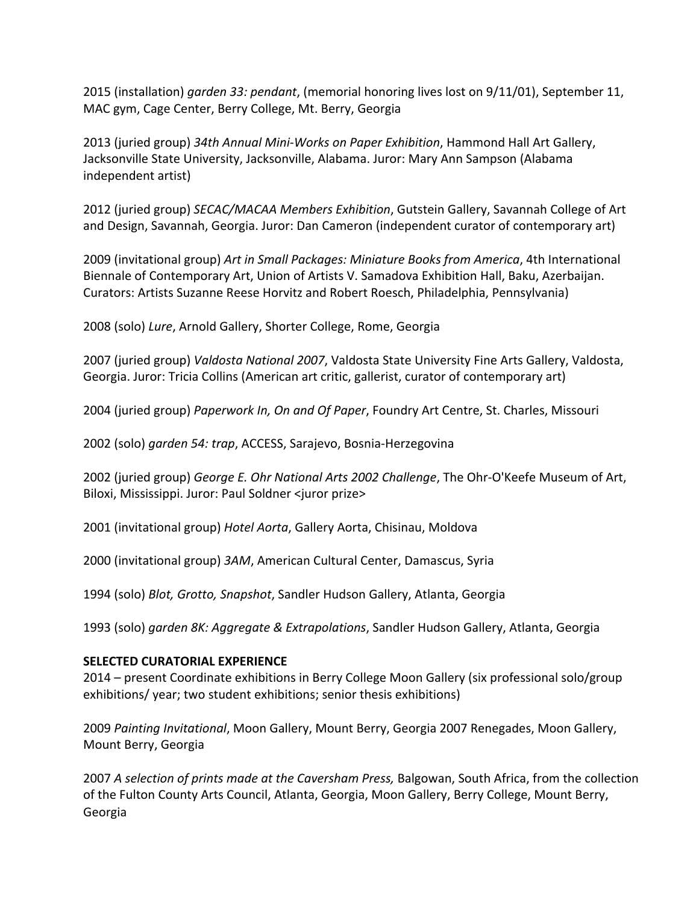2015 (installation) *garden 33: pendant*, (memorial honoring lives lost on 9/11/01), September 11, MAC gym, Cage Center, Berry College, Mt. Berry, Georgia

2013 (juried group) *34th Annual Mini-Works on Paper Exhibition*, Hammond Hall Art Gallery, Jacksonville State University, Jacksonville, Alabama. Juror: Mary Ann Sampson (Alabama independent artist)

2012 (juried group) *SECAC/MACAA Members Exhibition*, Gutstein Gallery, Savannah College of Art and Design, Savannah, Georgia. Juror: Dan Cameron (independent curator of contemporary art)

2009 (invitational group) *Art in Small Packages: Miniature Books from America*, 4th International Biennale of Contemporary Art, Union of Artists V. Samadova Exhibition Hall, Baku, Azerbaijan. Curators: Artists Suzanne Reese Horvitz and Robert Roesch, Philadelphia, Pennsylvania)

2008 (solo) *Lure*, Arnold Gallery, Shorter College, Rome, Georgia

2007 (juried group) *Valdosta National 2007*, Valdosta State University Fine Arts Gallery, Valdosta, Georgia. Juror: Tricia Collins (American art critic, gallerist, curator of contemporary art)

2004 (juried group) *Paperwork In, On and Of Paper*, Foundry Art Centre, St. Charles, Missouri

2002 (solo) *garden 54: trap*, ACCESS, Sarajevo, Bosnia-Herzegovina

2002 (juried group) *George E. Ohr National Arts 2002 Challenge*, The Ohr-O'Keefe Museum of Art, Biloxi, Mississippi. Juror: Paul Soldner <juror prize>

2001 (invitational group) *Hotel Aorta*, Gallery Aorta, Chisinau, Moldova

2000 (invitational group) *3AM*, American Cultural Center, Damascus, Syria

1994 (solo) *Blot, Grotto, Snapshot*, Sandler Hudson Gallery, Atlanta, Georgia

1993 (solo) *garden 8K: Aggregate & Extrapolations*, Sandler Hudson Gallery, Atlanta, Georgia

**SELECTED CURATORIAL EXPERIENCE**

2014 – present Coordinate exhibitions in Berry College Moon Gallery (six professional solo/group exhibitions/ year; two student exhibitions; senior thesis exhibitions)

2009 *Painting Invitational*, Moon Gallery, Mount Berry, Georgia 2007 Renegades, Moon Gallery, Mount Berry, Georgia

2007 *A selection of prints made at the Caversham Press,* Balgowan, South Africa, from the collection of the Fulton County Arts Council, Atlanta, Georgia, Moon Gallery, Berry College, Mount Berry, Georgia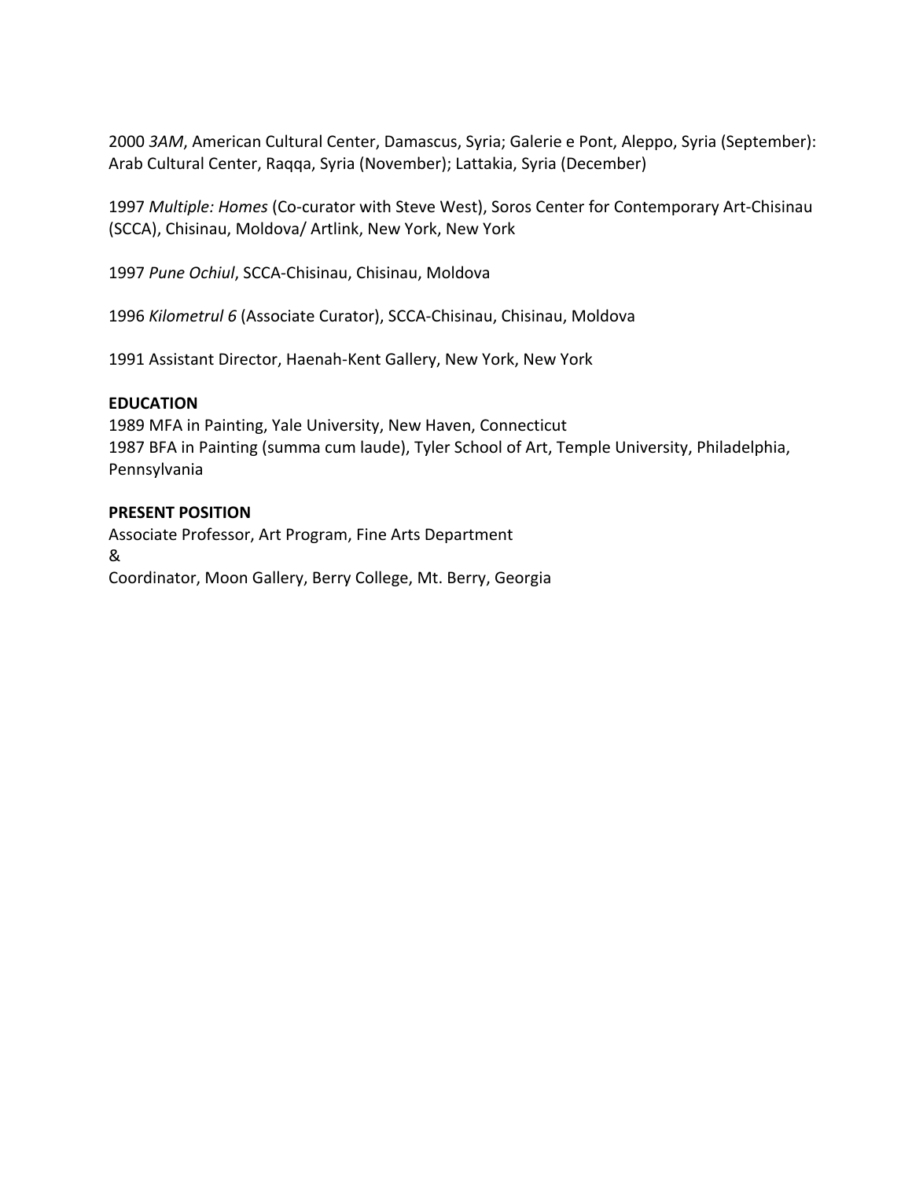2000 *3AM*, American Cultural Center, Damascus, Syria; Galerie e Pont, Aleppo, Syria (September): Arab Cultural Center, Raqqa, Syria (November); Lattakia, Syria (December)

1997 *Multiple: Homes* (Co-curator with Steve West), Soros Center for Contemporary Art-Chisinau (SCCA), Chisinau, Moldova/ Artlink, New York, New York

1997 *Pune Ochiul*, SCCA-Chisinau, Chisinau, Moldova

1996 *Kilometrul 6* (Associate Curator), SCCA-Chisinau, Chisinau, Moldova

1991 Assistant Director, Haenah-Kent Gallery, New York, New York

**EDUCATION**
1989 MFA in Painting, Yale University, New Haven, Connecticut
1987 BFA in Painting (summa cum laude), Tyler School of Art, Temple University, Philadelphia, Pennsylvania

**PRESENT POSITION**
Associate Professor, Art Program, Fine Arts Department
&
Coordinator, Moon Gallery, Berry College, Mt. Berry, Georgia